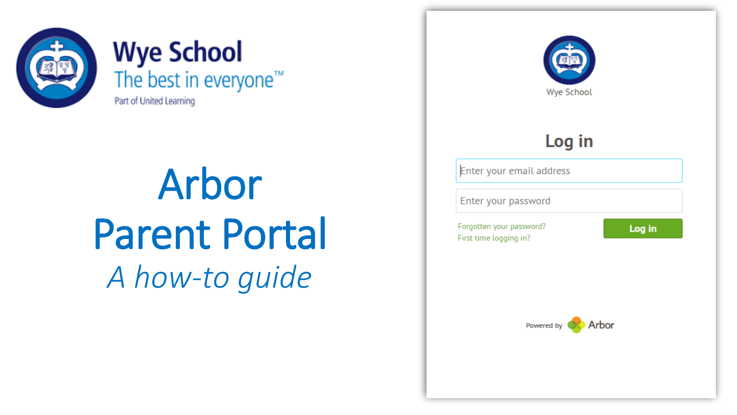# Wye School

The best in everyone™

Part of United Learning

# Arbor Parent Portal

*A how-to guide*

Wye School

## Log in

Enter your email address

Enter your password

Forgotten your password?

First time logging in?

Log in

Powered by Arbor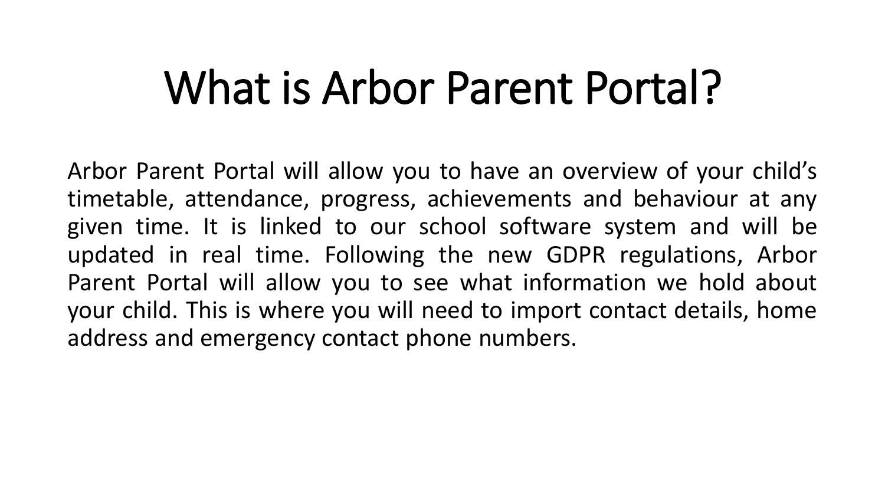# What is Arbor Parent Portal?

Arbor Parent Portal will allow you to have an overview of your child's timetable, attendance, progress, achievements and behaviour at any given time. It is linked to our school software system and will be updated in real time. Following the new GDPR regulations, Arbor Parent Portal will allow you to see what information we hold about your child. This is where you will need to import contact details, home address and emergency contact phone numbers.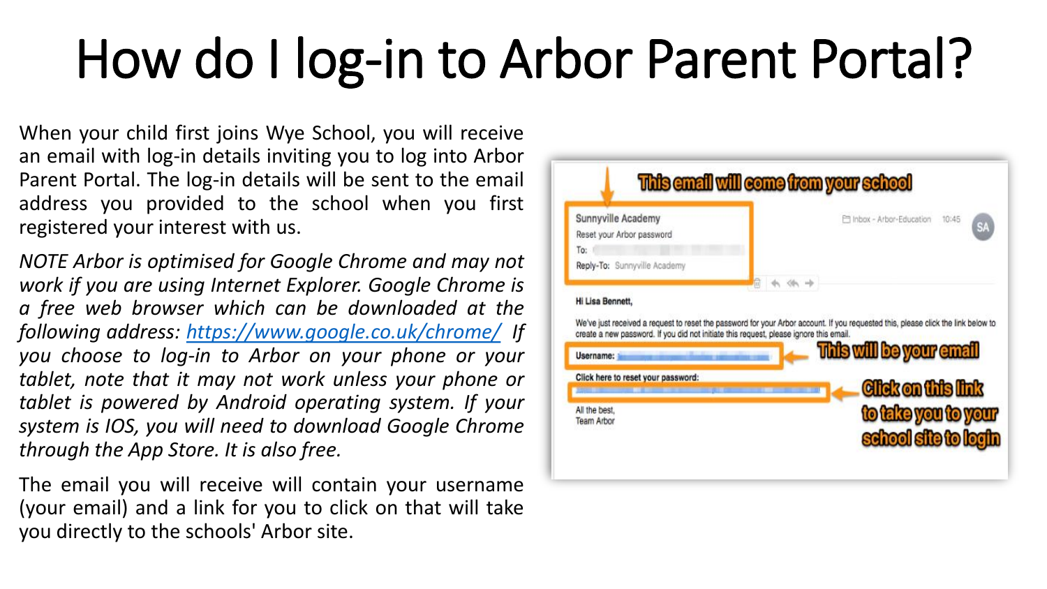# How do I log-in to Arbor Parent Portal?

When your child first joins Wye School, you will receive an email with log-in details inviting you to log into Arbor Parent Portal. The log-in details will be sent to the email address you provided to the school when you first registered your interest with us.

*NOTE Arbor is optimised for Google Chrome and may not work if you are using Internet Explorer. Google Chrome is a free web browser which can be downloaded at the following address: [https://www.google.co.uk/chrome/](https://www.google.co.uk/chrome/) If you choose to log-in to Arbor on your phone or your tablet, note that it may not work unless your phone or tablet is powered by Android operating system. If your system is IOS, you will need to download Google Chrome through the App Store. It is also free.*

The email you will receive will contain your username (your email) and a link for you to click on that will take you directly to the schools' Arbor site.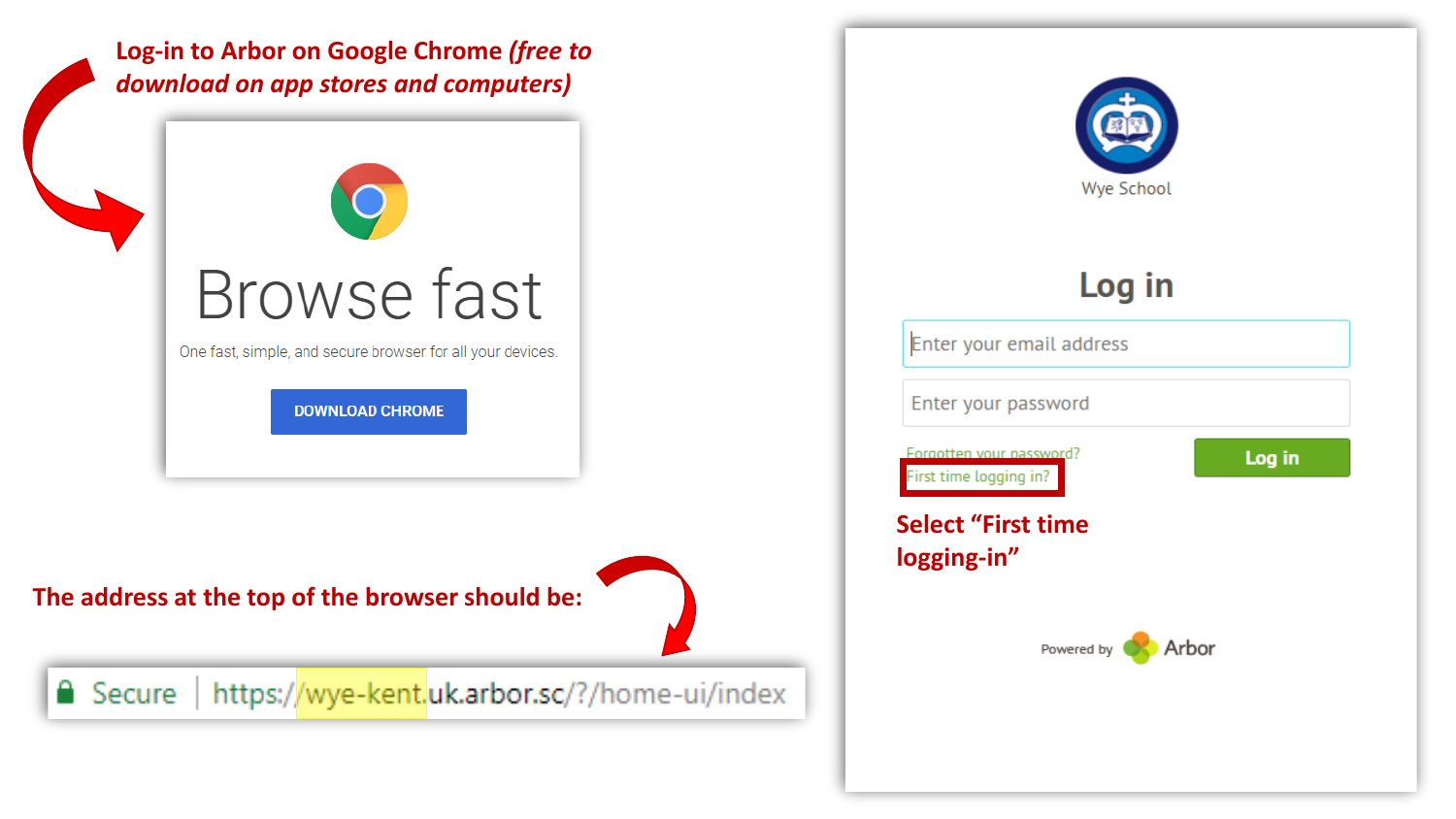**Log-in to Arbor on Google Chrome *(free to download on app stores and computers)***

Browse fast

One fast, simple, and secure browser for all your devices.

DOWNLOAD CHROME

**The address at the top of the browser should be:**

Secure | https://wye-kent.uk.arbor.sc/?/home-ui/index

Wye School

Log in

Enter your email address

Enter your password

Forgotten your password?

First time logging in?

Log in

**Select "First time logging-in"**

Powered by Arbor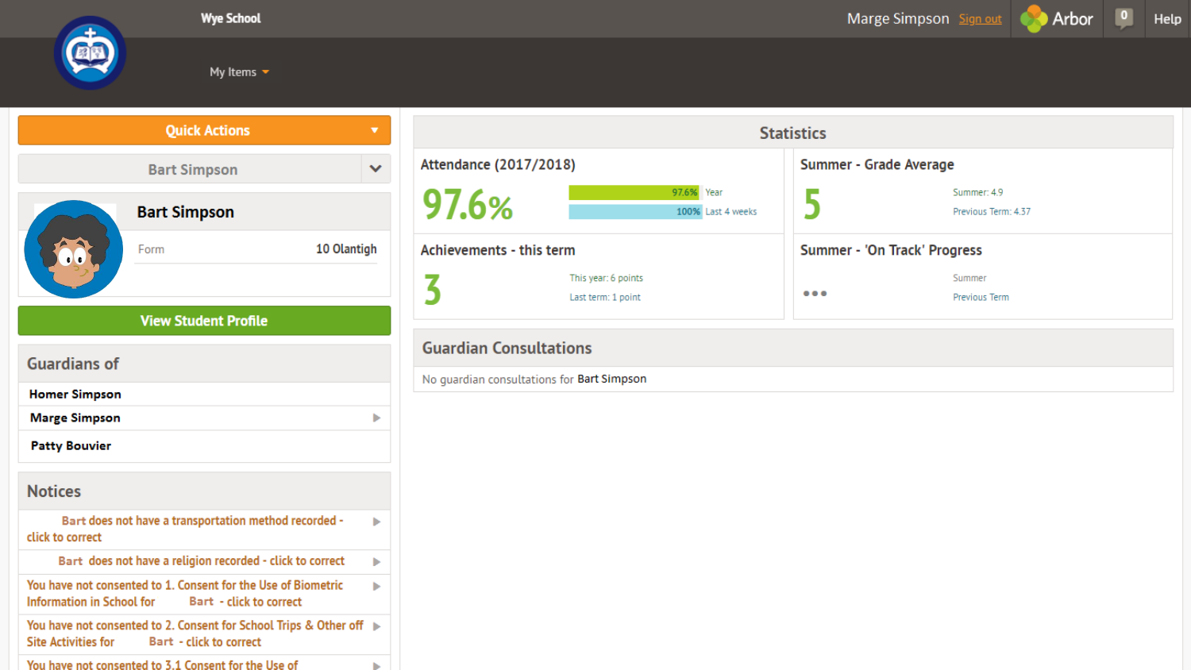Wye School

Marge Simpson Sign out | Arbor | 0 | Help

My Items

**Quick Actions**

Bart Simpson

## Bart Simpson

Form 10 Olantigh

**View Student Profile**

## Guardians of

- **Homer Simpson**
- **Marge Simpson**
- **Patty Bouvier**

## Notices

- Bart does not have a transportation method recorded - click to correct
- Bart does not have a religion recorded - click to correct
- You have not consented to 1. Consent for the Use of Biometric Information in School for Bart - click to correct
- You have not consented to 2. Consent for School Trips & Other off Site Activities for Bart - click to correct
- You have not consented to 3.1 Consent for the Use of

## Statistics

### Attendance (2017/2018)

97.6%

97.6% Year

100% Last 4 weeks

### Summer - Grade Average

5

Summer: 4.9

Previous Term: 4.37

### Achievements - this term

3

This year: 6 points

Last term: 1 point

### Summer - 'On Track' Progress

•••

Summer

Previous Term

## Guardian Consultations

No guardian consultations for Bart Simpson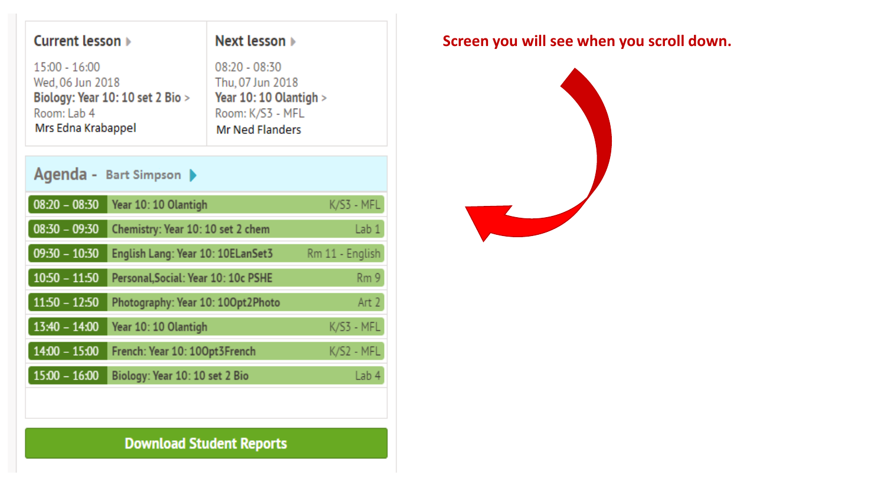## Current lesson

15:00 - 16:00
Wed, 06 Jun 2018
**Biology: Year 10: 10 set 2 Bio >**
Room: Lab 4
Mrs Edna Krabappel

## Next lesson

08:20 - 08:30
Thu, 07 Jun 2018
**Year 10: 10 Olantigh >**
Room: K/S3 - MFL
Mr Ned Flanders

## Agenda - Bart Simpson

| Time | Lesson | Room |
| --- | --- | --- |
| 08:20 – 08:30 | Year 10: 10 Olantigh | K/S3 - MFL |
| 08:30 – 09:30 | Chemistry: Year 10: 10 set 2 chem | Lab 1 |
| 09:30 – 10:30 | English Lang: Year 10: 10ELanSet3 | Rm 11 - English |
| 10:50 – 11:50 | Personal,Social: Year 10: 10c PSHE | Rm 9 |
| 11:50 – 12:50 | Photography: Year 10: 10Opt2Photo | Art 2 |
| 13:40 – 14:00 | Year 10: 10 Olantigh | K/S3 - MFL |
| 14:00 – 15:00 | French: Year 10: 10Opt3French | K/S2 - MFL |
| 15:00 – 16:00 | Biology: Year 10: 10 set 2 Bio | Lab 4 |

**Download Student Reports**

**Screen you will see when you scroll down.**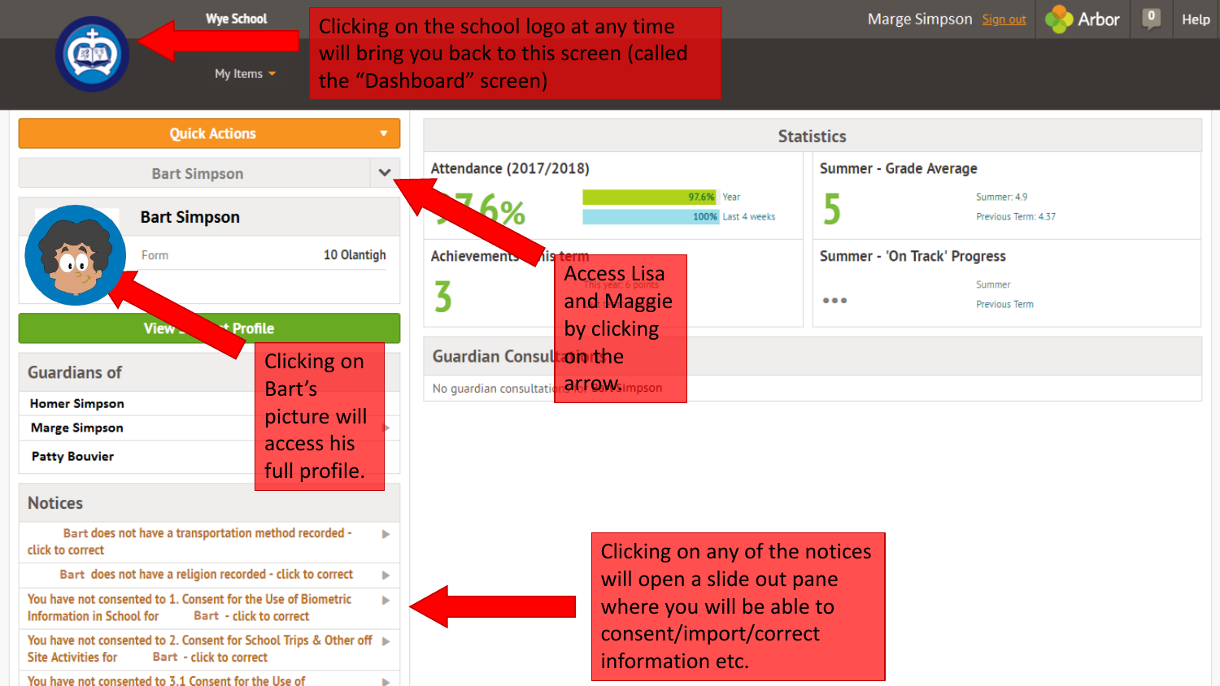Wye School

My Items

Clicking on the school logo at any time will bring you back to this screen (called the "Dashboard" screen)

Marge Simpson Sign out | Arbor | 0 | Help

Quick Actions

Bart Simpson

Bart Simpson

Form 10 Olantigh

View Student Profile

Guardians of

- Homer Simpson
- Marge Simpson
- Patty Bouvier

Clicking on Bart's picture will access his full profile.

## Notices

- Bart does not have a transportation method recorded - click to correct
- Bart does not have a religion recorded - click to correct
- You have not consented to 1. Consent for the Use of Biometric Information in School for Bart - click to correct
- You have not consented to 2. Consent for School Trips & Other off Site Activities for Bart - click to correct
- You have not consented to 3.1 Consent for the Use of

Clicking on any of the notices will open a slide out pane where you will be able to consent/import/correct information etc.

## Statistics

**Attendance (2017/2018)**
97.6%
97.6% Year
100% Last 4 weeks

**Summer - Grade Average**
5
Summer: 4.9
Previous Term: 4.37

**Achievements this term**
3
This year: 6 points

**Summer - 'On Track' Progress**
...
Summer
Previous Term

Access Lisa and Maggie by clicking on the arrow.

**Guardian Consultations**
No guardian consultations for Bart Simpson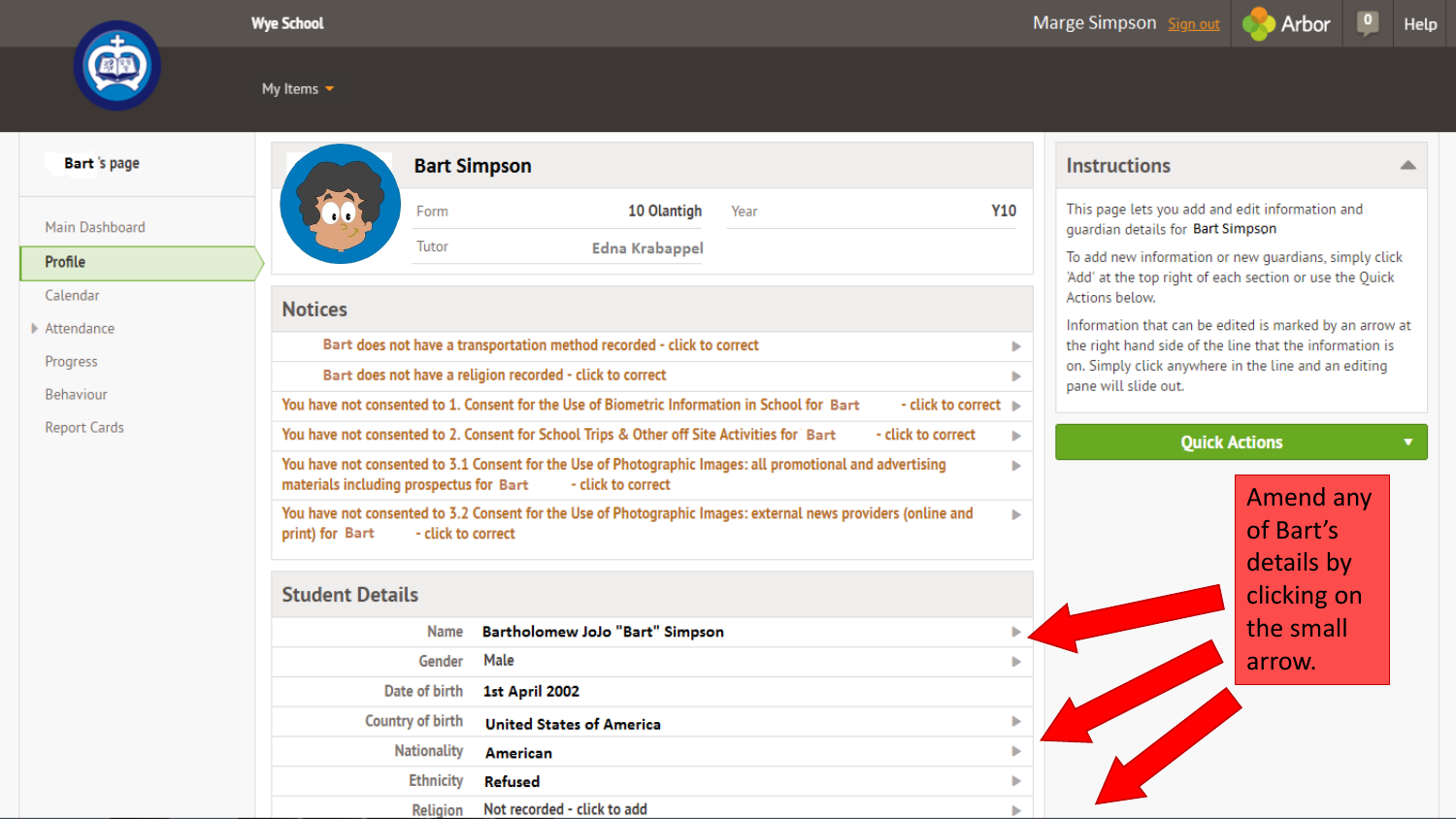Wye School

Marge Simpson Sign out | Arbor | 0 | Help

My Items

**Bart's page**

- Main Dashboard
- Profile
- Calendar
- Attendance
- Progress
- Behaviour
- Report Cards

## Bart Simpson

| Form | 10 Olantigh | Year | Y10 |
| --- | --- | --- | --- |
| Tutor | Edna Krabappel | | |

## Notices

- Bart does not have a transportation method recorded - click to correct
- Bart does not have a religion recorded - click to correct
- You have not consented to 1. Consent for the Use of Biometric Information in School for Bart - click to correct
- You have not consented to 2. Consent for School Trips & Other off Site Activities for Bart - click to correct
- You have not consented to 3.1 Consent for the Use of Photographic Images: all promotional and advertising materials including prospectus for Bart - click to correct
- You have not consented to 3.2 Consent for the Use of Photographic Images: external news providers (online and print) for Bart - click to correct

## Student Details

| Field | Value |
| --- | --- |
| Name | Bartholomew JoJo "Bart" Simpson |
| Gender | Male |
| Date of birth | 1st April 2002 |
| Country of birth | United States of America |
| Nationality | American |
| Ethnicity | Refused |
| Religion | Not recorded - click to add |

## Instructions

This page lets you add and edit information and guardian details for Bart Simpson

To add new information or new guardians, simply click 'Add' at the top right of each section or use the Quick Actions below.

Information that can be edited is marked by an arrow at the right hand side of the line that the information is on. Simply click anywhere in the line and an editing pane will slide out.

Quick Actions

Amend any of Bart's details by clicking on the small arrow.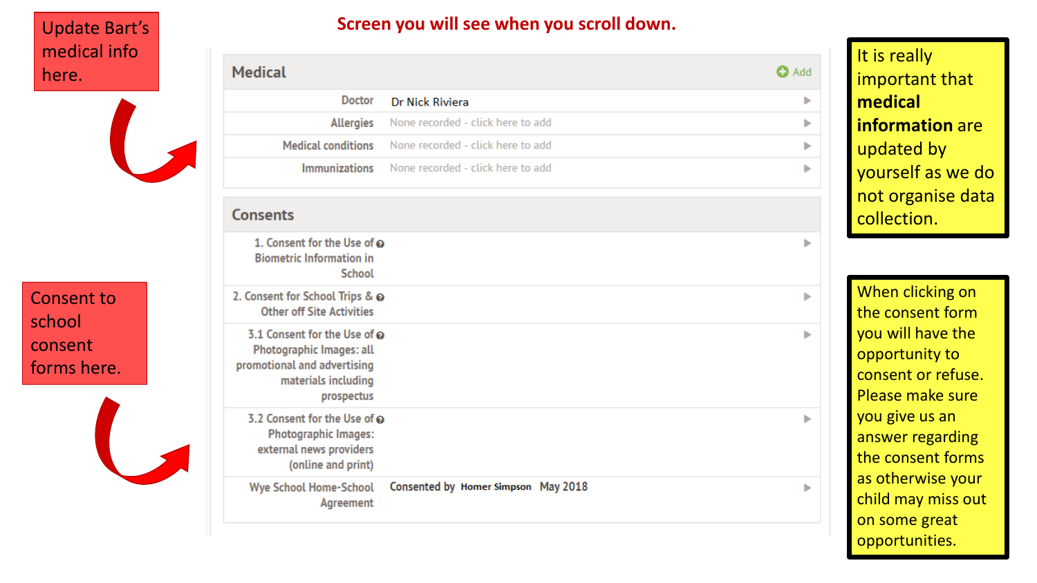## Screen you will see when you scroll down.

Update Bart's medical info here.

### Medical

Add

| | |
|---|---|
| Doctor | Dr Nick Riviera |
| Allergies | None recorded - click here to add |
| Medical conditions | None recorded - click here to add |
| Immunizations | None recorded - click here to add |

Consent to school consent forms here.

### Consents

| | |
|---|---|
| 1. Consent for the Use of Biometric Information in School | |
| 2. Consent for School Trips & Other off Site Activities | |
| 3.1 Consent for the Use of Photographic Images: all promotional and advertising materials including prospectus | |
| 3.2 Consent for the Use of Photographic Images: external news providers (online and print) | |
| Wye School Home-School Agreement | Consented by Homer Simpson May 2018 |

It is really important that **medical information** are updated by yourself as we do not organise data collection.

When clicking on the consent form you will have the opportunity to consent or refuse. Please make sure you give us an answer regarding the consent forms as otherwise your child may miss out on some great opportunities.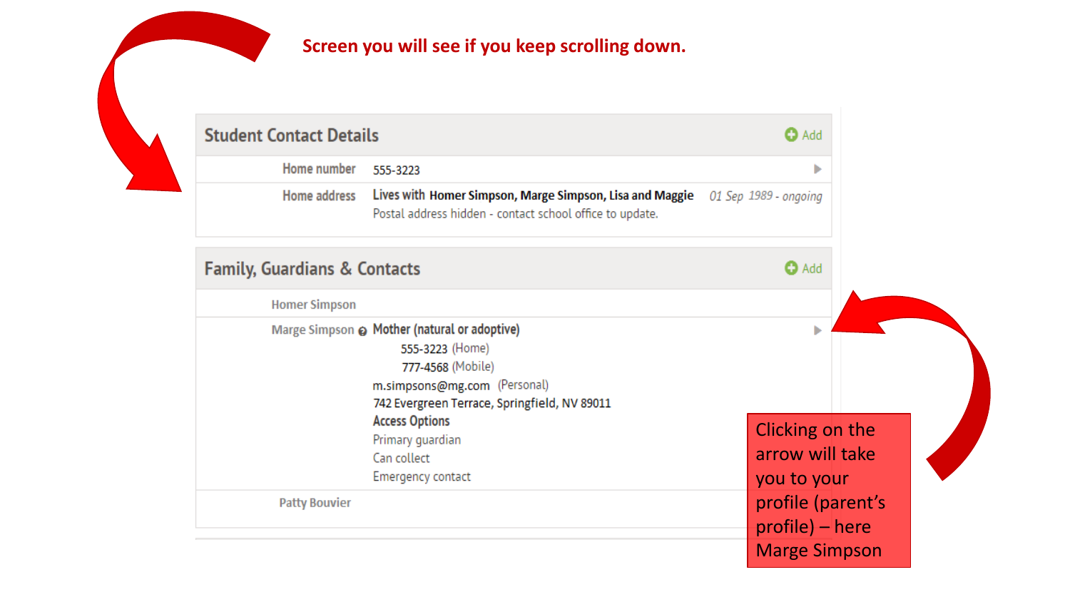**Screen you will see if you keep scrolling down.**

## Student Contact Details

Add

| | | |
|---|---|---|
| Home number | 555-3223 | |
| Home address | Lives with **Homer Simpson, Marge Simpson, Lisa and Maggie** Postal address hidden - contact school office to update. | *01 Sep 1989 - ongoing* |

## Family, Guardians & Contacts

Add

Homer Simpson

Marge Simpson **Mother (natural or adoptive)**

555-3223 (Home)

777-4568 (Mobile)

m.simpsons@mg.com (Personal)

742 Evergreen Terrace, Springfield, NV 89011

**Access Options**

Primary guardian

Can collect

Emergency contact

Patty Bouvier

Clicking on the arrow will take you to your profile (parent's profile) – here Marge Simpson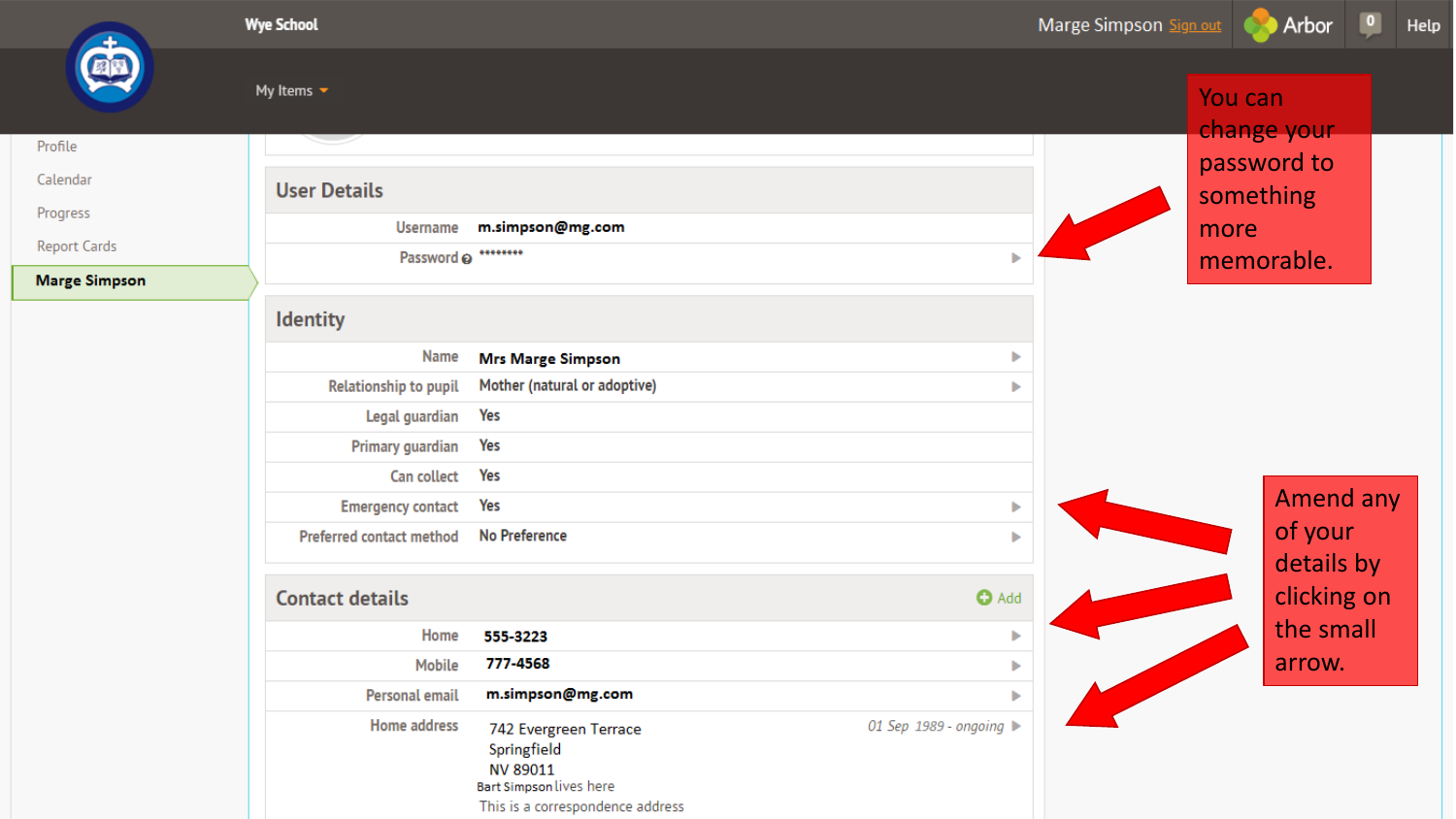Wye School

Marge Simpson Sign out | Arbor | 0 | Help

My Items

- Profile
- Calendar
- Progress
- Report Cards
- **Marge Simpson**

## User Details

| | |
|---|---|
| Username | m.simpson@mg.com |
| Password | ******** |

You can change your password to something more memorable.

## Identity

| | |
|---|---|
| Name | Mrs Marge Simpson |
| Relationship to pupil | Mother (natural or adoptive) |
| Legal guardian | Yes |
| Primary guardian | Yes |
| Can collect | Yes |
| Emergency contact | Yes |
| Preferred contact method | No Preference |

## Contact details

Add

| | | |
|---|---|---|
| Home | 555-3223 | |
| Mobile | 777-4568 | |
| Personal email | m.simpson@mg.com | |
| Home address | 742 Evergreen Terrace<br>Springfield<br>NV 89011<br>Bart Simpson lives here<br>This is a correspondence address | 01 Sep 1989 - ongoing |

Amend any of your details by clicking on the small arrow.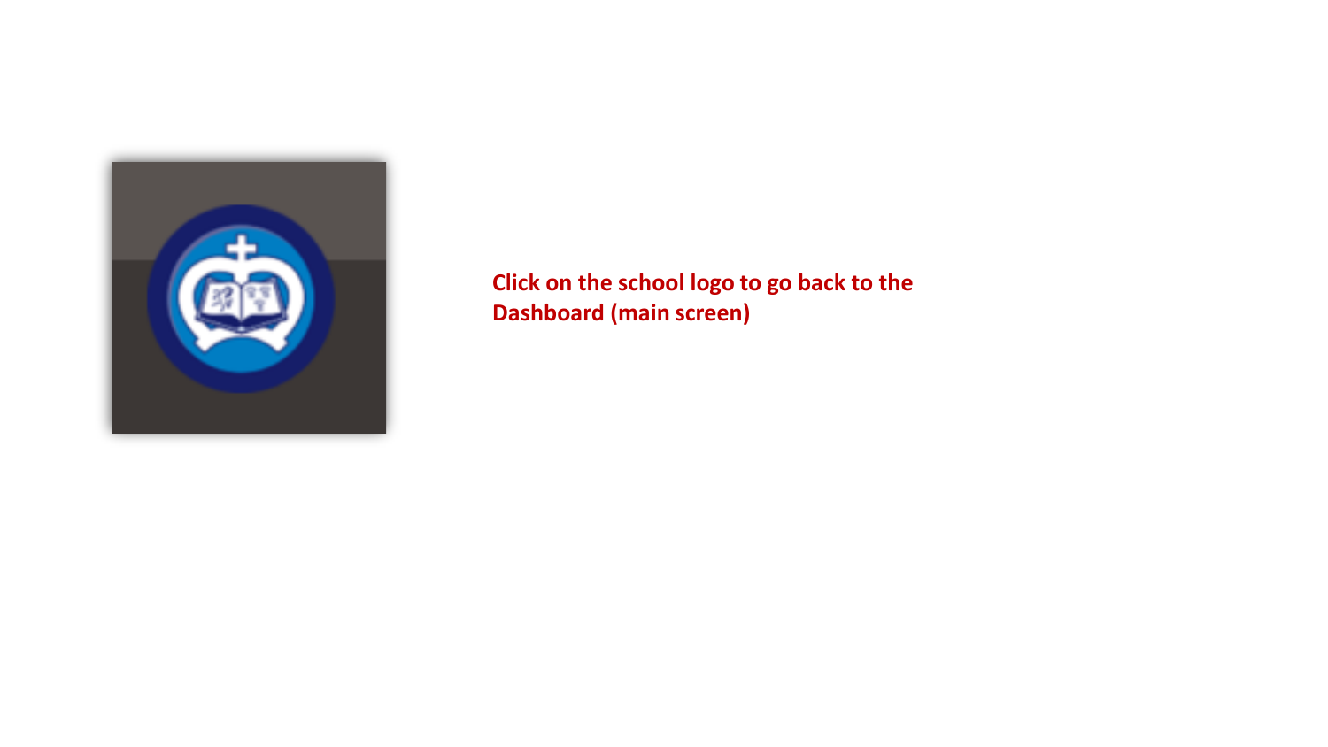**Click on the school logo to go back to the Dashboard (main screen)**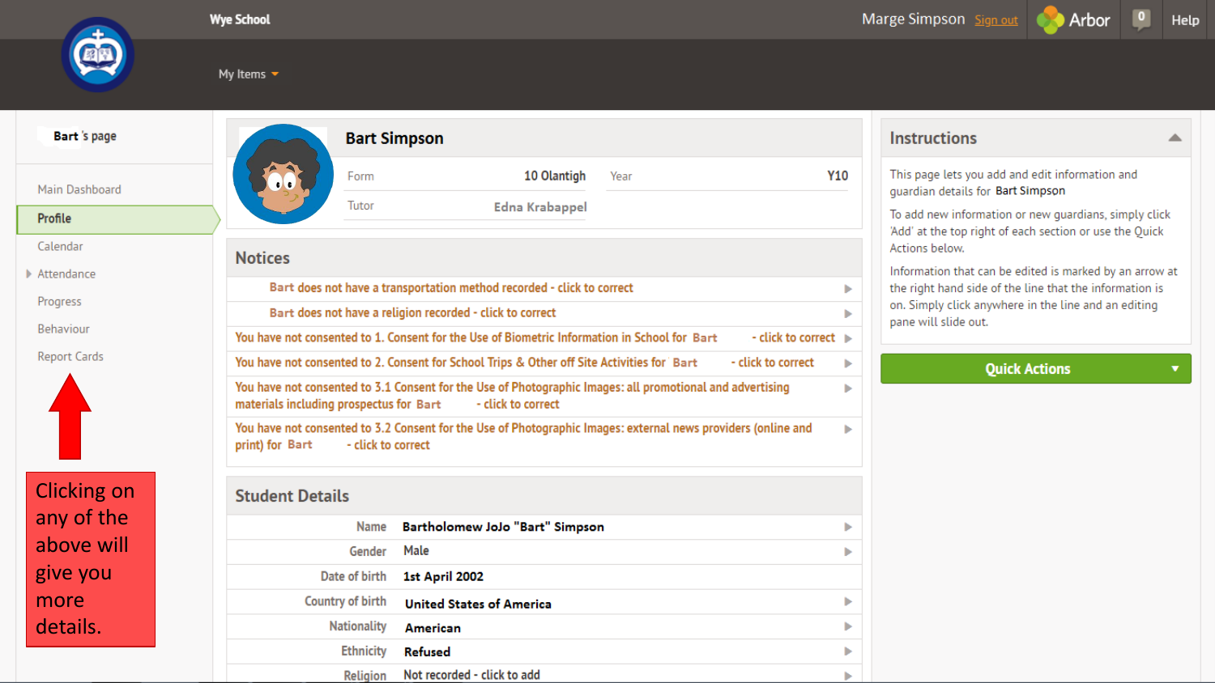Wye School

Marge Simpson Sign out | Arbor | 0 | Help

My Items

**Bart's page**

- Main Dashboard
- **Profile**
- Calendar
- Attendance
- Progress
- Behaviour
- Report Cards

Clicking on any of the above will give you more details.

## Bart Simpson

| | | | |
|---|---|---|---|
| Form | 10 Olantigh | Year | Y10 |
| Tutor | Edna Krabappel | | |

## Notices

- Bart does not have a transportation method recorded - click to correct
- Bart does not have a religion recorded - click to correct
- You have not consented to 1. Consent for the Use of Biometric Information in School for Bart - click to correct
- You have not consented to 2. Consent for School Trips & Other off Site Activities for Bart - click to correct
- You have not consented to 3.1 Consent for the Use of Photographic Images: all promotional and advertising materials including prospectus for Bart - click to correct
- You have not consented to 3.2 Consent for the Use of Photographic Images: external news providers (online and print) for Bart - click to correct

## Student Details

| | |
|---|---|
| Name | Bartholomew JoJo "Bart" Simpson |
| Gender | Male |
| Date of birth | 1st April 2002 |
| Country of birth | United States of America |
| Nationality | American |
| Ethnicity | Refused |
| Religion | Not recorded - click to add |

## Instructions

This page lets you add and edit information and guardian details for Bart Simpson

To add new information or new guardians, simply click 'Add' at the top right of each section or use the Quick Actions below.

Information that can be edited is marked by an arrow at the right hand side of the line that the information is on. Simply click anywhere in the line and an editing pane will slide out.

**Quick Actions**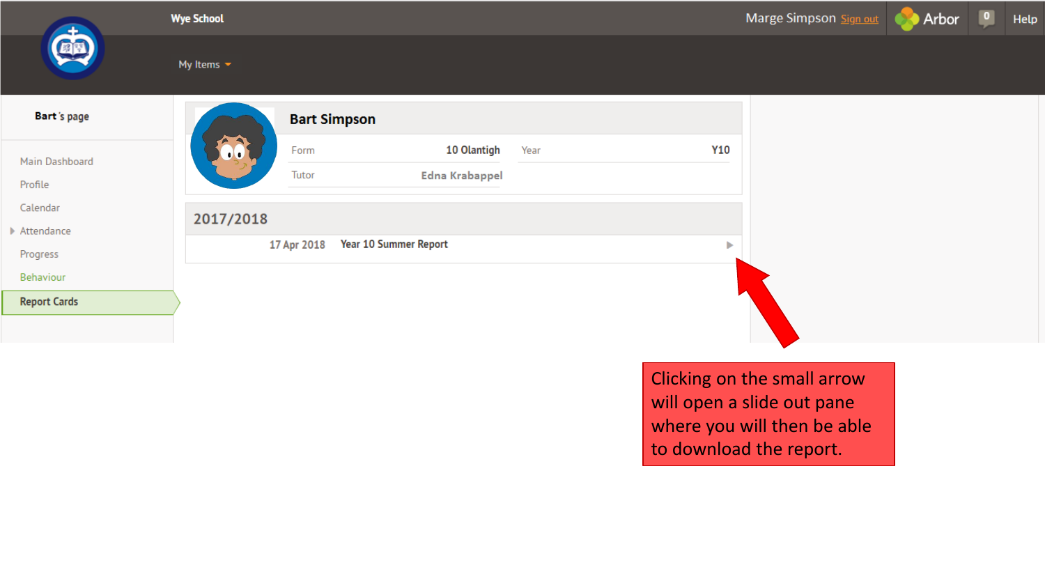Wye School

Marge Simpson Sign out | Arbor | 0 | Help

My Items

**Bart's page**

- Main Dashboard
- Profile
- Calendar
- Attendance
- Progress
- Behaviour
- **Report Cards**

## Bart Simpson

| Form | 10 Olantigh | Year | Y10 |
|---|---|---|---|
| Tutor | Edna Krabappel | | |

## 2017/2018

17 Apr 2018 **Year 10 Summer Report** ▶

Clicking on the small arrow will open a slide out pane where you will then be able to download the report.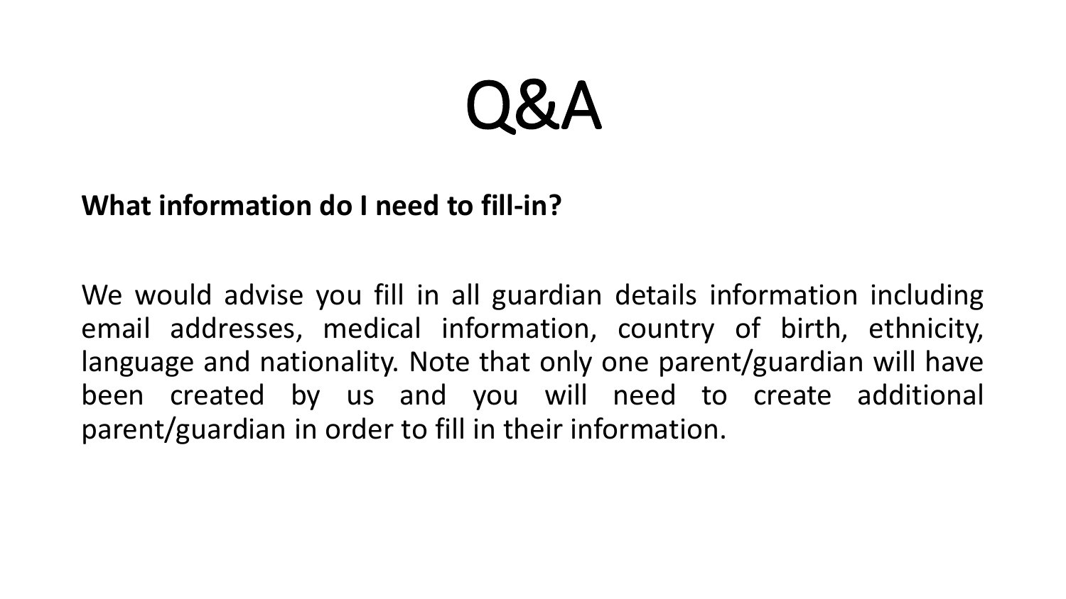# Q&A

**What information do I need to fill-in?**

We would advise you fill in all guardian details information including email addresses, medical information, country of birth, ethnicity, language and nationality. Note that only one parent/guardian will have been created by us and you will need to create additional parent/guardian in order to fill in their information.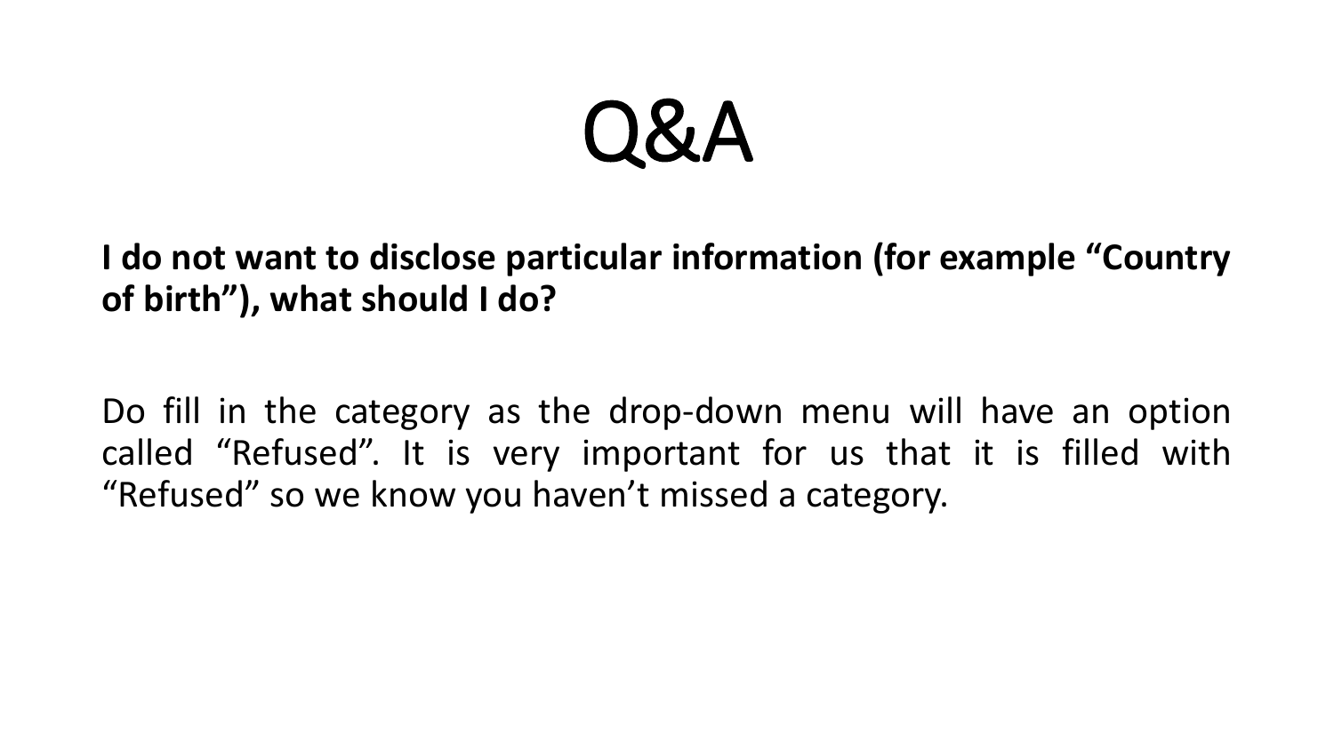# Q&A

**I do not want to disclose particular information (for example “Country of birth”), what should I do?**

Do fill in the category as the drop-down menu will have an option called “Refused”. It is very important for us that it is filled with “Refused” so we know you haven’t missed a category.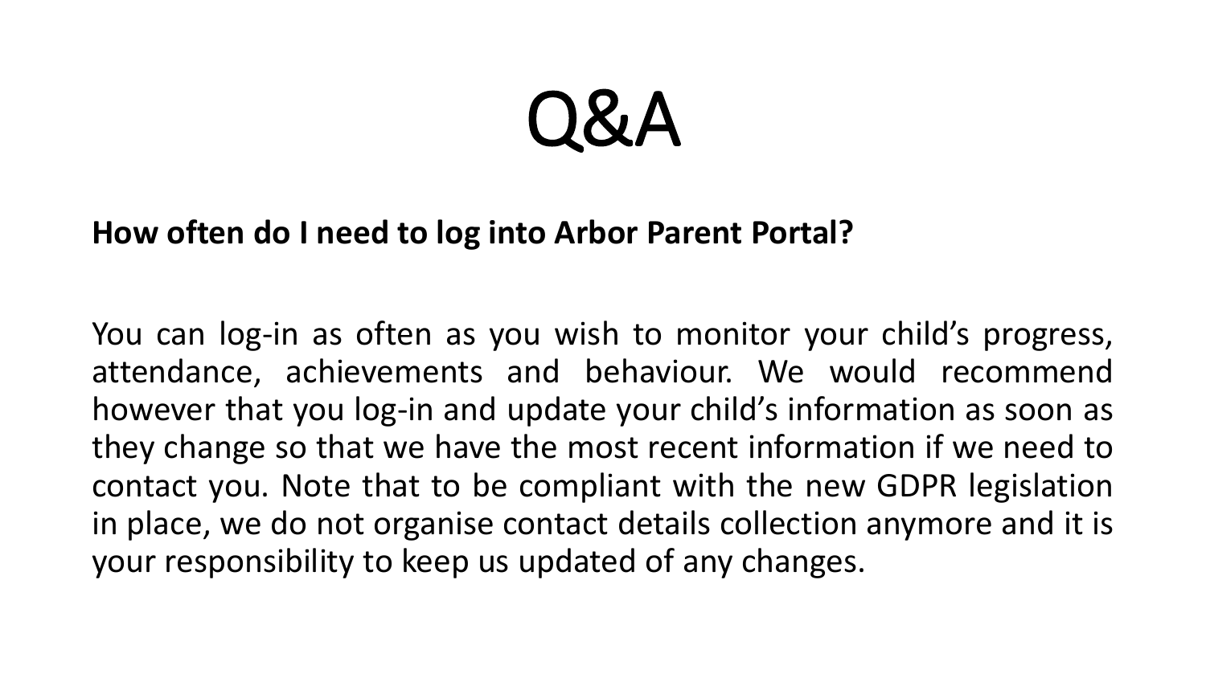# Q&A

**How often do I need to log into Arbor Parent Portal?**

You can log-in as often as you wish to monitor your child's progress, attendance, achievements and behaviour. We would recommend however that you log-in and update your child's information as soon as they change so that we have the most recent information if we need to contact you. Note that to be compliant with the new GDPR legislation in place, we do not organise contact details collection anymore and it is your responsibility to keep us updated of any changes.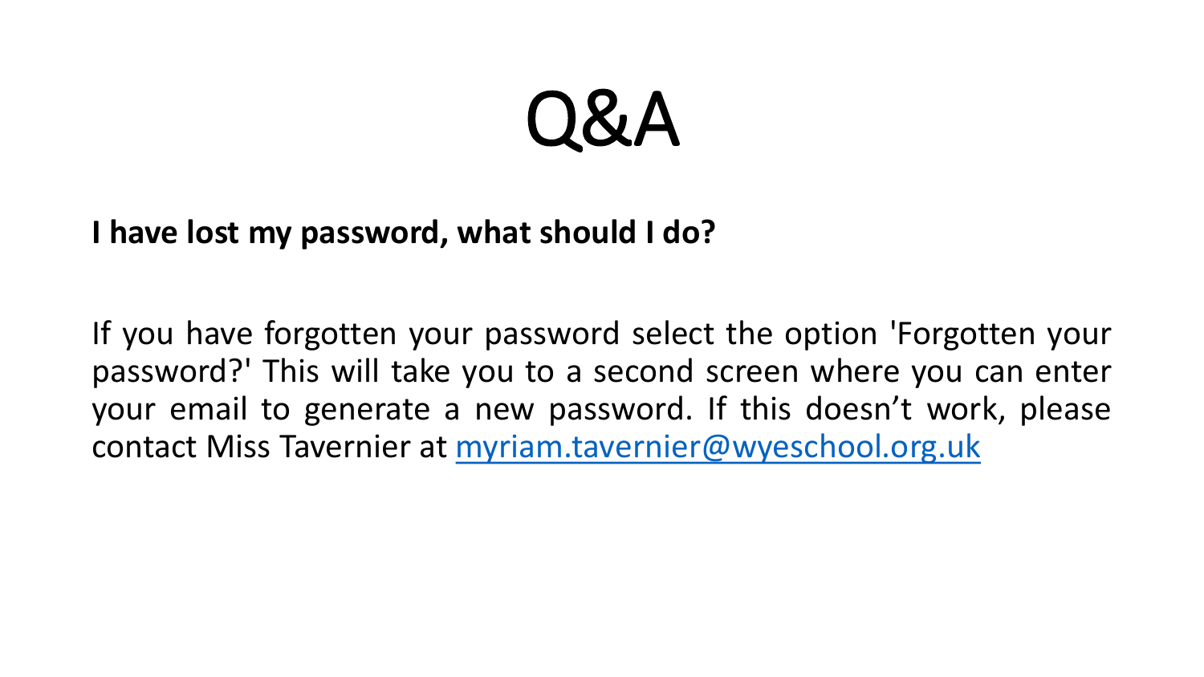# Q&A

**I have lost my password, what should I do?**

If you have forgotten your password select the option 'Forgotten your password?' This will take you to a second screen where you can enter your email to generate a new password. If this doesn’t work, please contact Miss Tavernier at [myriam.tavernier@wyeschool.org.uk](mailto:myriam.tavernier@wyeschool.org.uk)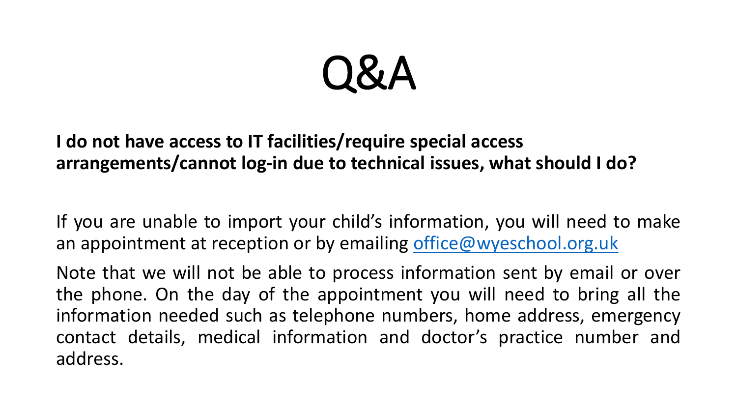# Q&A

**I do not have access to IT facilities/require special access arrangements/cannot log-in due to technical issues, what should I do?**

If you are unable to import your child's information, you will need to make an appointment at reception or by emailing office@wyeschool.org.uk

Note that we will not be able to process information sent by email or over the phone. On the day of the appointment you will need to bring all the information needed such as telephone numbers, home address, emergency contact details, medical information and doctor's practice number and address.